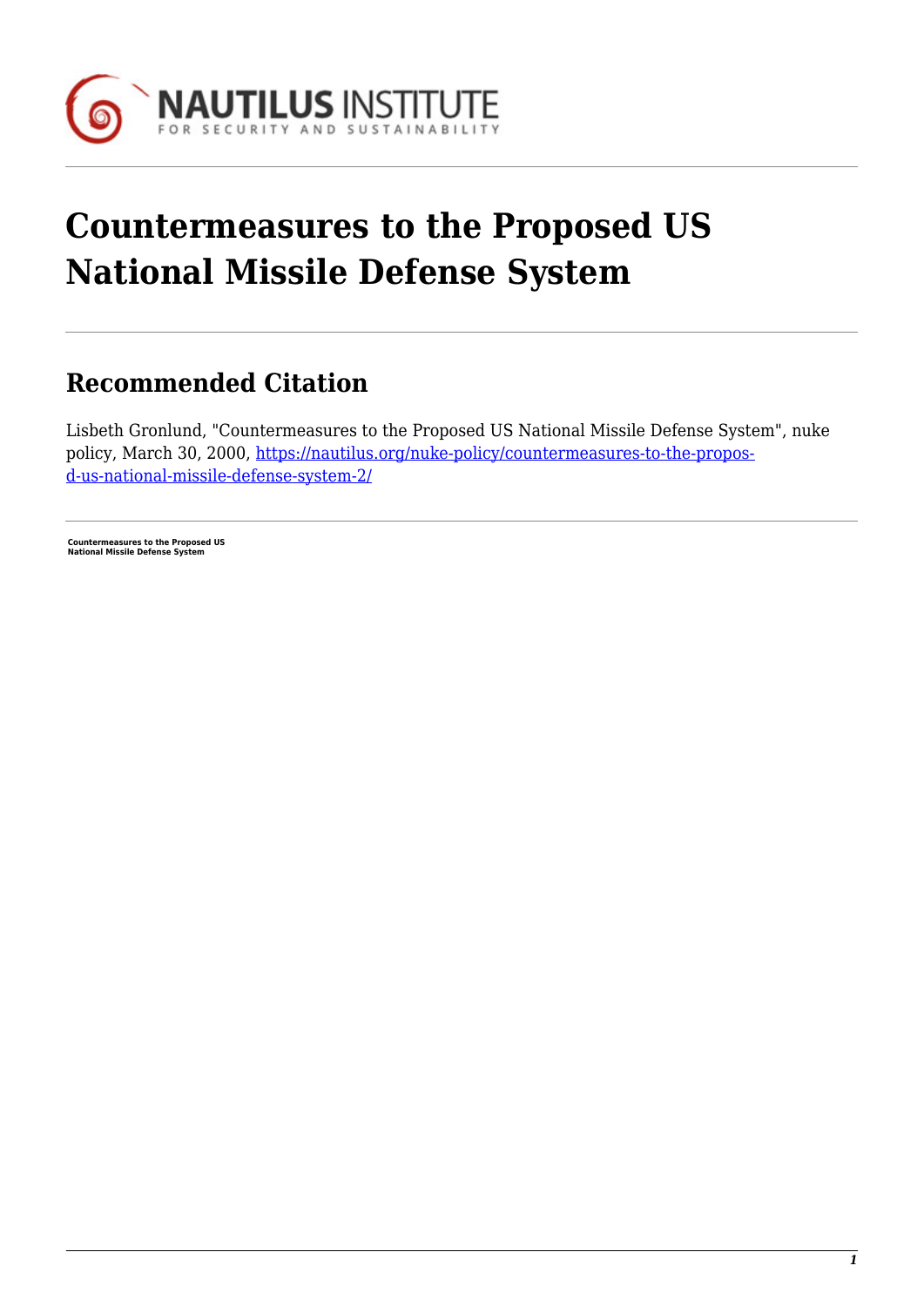# Countermeasures to the Proposed US National Missile Defense System

## Recommended Citation

Lisbeth Gronlund, "Countermeasures to the Proposed US National Missile Defense System", nuke policy, March 30, 2000, https://nautilus.org/nuke-policy/countermeasures-to-the-propos-d-us-national-missile-defense-system-2/

**Countermeasures to the Proposed US National Missile Defense System**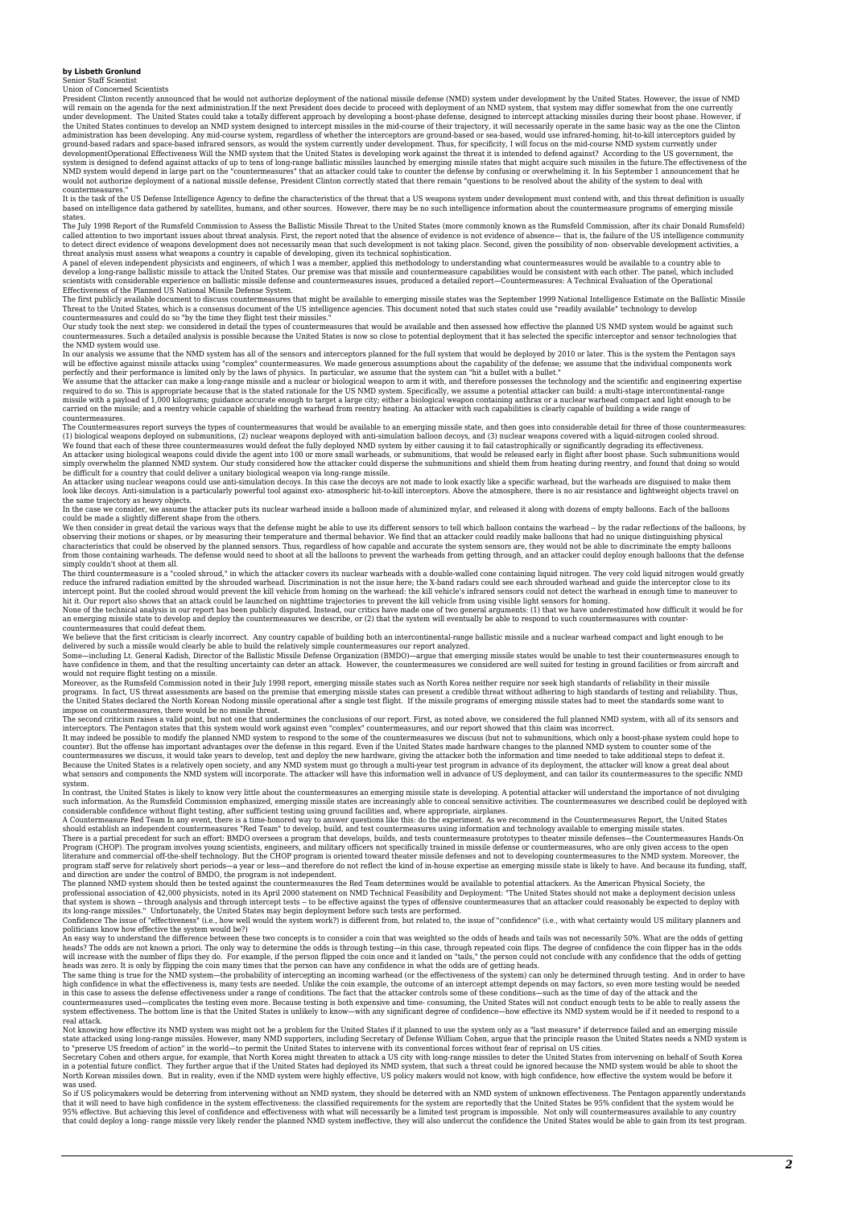**by Lisbeth Gronlund**
Senior Staff Scientist
Union of Concerned Scientists

President Clinton recently announced that he would not authorize deployment of the national missile defense (NMD) system under development by the United States. However, the issue of NMD will remain on the agenda for the next administration.If the next President does decide to proceed with deployment of an NMD system, that system may differ somewhat from the one currently under development. The United States could take a totally different approach by developing a boost-phase defense, designed to intercept attacking missiles during their boost phase. However, if the United States continues to develop an NMD system designed to intercept missiles in the mid-course of their trajectory, it will necessarily operate in the same basic way as the one the Clinton administration has been developing. Any mid-course system, regardless of whether the interceptors are ground-based or sea-based, would use infrared-homing, hit-to-kill interceptors guided by ground-based radars and space-based infrared sensors, as would the system currently under development. Thus, for specificity, I will focus on the mid-course NMD system currently under developmentOperational Effectiveness Will the NMD system that the United States is developing work against the threat it is intended to defend against? According to the US government, the system is designed to defend against attacks of up to tens of long-range ballistic missiles launched by emerging missile states that might acquire such missiles in the future.The effectiveness of the NMD system would depend in large part on the "countermeasures" that an attacker could take to counter the defense by confusing or overwhelming it. In his September 1 announcement that he would not authorize deployment of a national missile defense, President Clinton correctly stated that there remain "questions to be resolved about the ability of the system to deal with countermeasures."

It is the task of the US Defense Intelligence Agency to define the characteristics of the threat that a US weapons system under development must contend with, and this threat definition is usually based on intelligence data gathered by satellites, humans, and other sources. However, there may be no such intelligence information about the countermeasure programs of emerging missile states.

The July 1998 Report of the Rumsfeld Commission to Assess the Ballistic Missile Threat to the United States (more commonly known as the Rumsfeld Commission, after its chair Donald Rumsfeld) called attention to two important issues about threat analysis. First, the report noted that the absence of evidence is not evidence of absence— that is, the failure of the US intelligence community to detect direct evidence of weapons development does not necessarily mean that such development is not taking place. Second, given the possibility of non- observable development activities, a threat analysis must assess what weapons a country is capable of developing, given its technical sophistication.

A panel of eleven independent physicists and engineers, of which I was a member, applied this methodology to understanding what countermeasures would be available to a country able to develop a long-range ballistic missile to attack the United States. Our premise was that missile and countermeasure capabilities would be consistent with each other. The panel, which included scientists with considerable experience on ballistic missile defense and countermeasures issues, produced a detailed report—Countermeasures: A Technical Evaluation of the Operational Effectiveness of the Planned US National Missile Defense System.

The first publicly available document to discuss countermeasures that might be available to emerging missile states was the September 1999 National Intelligence Estimate on the Ballistic Missile Threat to the United States, which is a consensus document of the US intelligence agencies. This document noted that such states could use "readily available" technology to develop countermeasures and could do so "by the time they flight test their missiles."

Our study took the next step: we considered in detail the types of countermeasures that would be available and then assessed how effective the planned US NMD system would be against such countermeasures. Such a detailed analysis is possible because the United States is now so close to potential deployment that it has selected the specific interceptor and sensor technologies that the NMD system would use.

In our analysis we assume that the NMD system has all of the sensors and interceptors planned for the full system that would be deployed by 2010 or later. This is the system the Pentagon says will be effective against missile attacks using "complex" countermeasures. We made generous assumptions about the capability of the defense; we assume that the individual components work perfectly and their performance is limited only by the laws of physics. In particular, we assume that the system can "hit a bullet with a bullet."

We assume that the attacker can make a long-range missile and a nuclear or biological weapon to arm it with, and therefore possesses the technology and the scientific and engineering expertise required to do so. This is appropriate because that is the stated rationale for the US NMD system. Specifically, we assume a potential attacker can build: a multi-stage intercontinental-range missile with a payload of 1,000 kilograms; guidance accurate enough to target a large city; either a biological weapon containing anthrax or a nuclear warhead compact and light enough to be carried on the missile; and a reentry vehicle capable of shielding the warhead from reentry heating. An attacker with such capabilities is clearly capable of building a wide range of countermeasures.

The Countermeasures report surveys the types of countermeasures that would be available to an emerging missile state, and then goes into considerable detail for three of those countermeasures: (1) biological weapons deployed on submunitions, (2) nuclear weapons deployed with anti-simulation balloon decoys, and (3) nuclear weapons covered with a liquid-nitrogen cooled shroud.

We found that each of these three countermeasures would defeat the fully deployed NMD system by either causing it to fail catastrophically or significantly degrading its effectiveness.

An attacker using biological weapons could divide the agent into 100 or more small warheads, or submunitions, that would be released early in flight after boost phase. Such submunitions would simply overwhelm the planned NMD system. Our study considered how the attacker could disperse the submunitions and shield them from heating during reentry, and found that doing so would be difficult for a country that could deliver a unitary biological weapon via long-range missile.

An attacker using nuclear weapons could use anti-simulation decoys. In this case the decoys are not made to look exactly like a specific warhead, but the warheads are disguised to make them look like decoys. Anti-simulation is a particularly powerful tool against exo- atmospheric hit-to-kill interceptors. Above the atmosphere, there is no air resistance and lightweight objects travel on the same trajectory as heavy objects.

In the case we consider, we assume the attacker puts its nuclear warhead inside a balloon made of aluminized mylar, and released it along with dozens of empty balloons. Each of the balloons could be made a slightly different shape from the others.

We then consider in great detail the various ways that the defense might be able to use its different sensors to tell which balloon contains the warhead -- by the radar reflections of the balloons, by observing their motions or shapes, or by measuring their temperature and thermal behavior. We find that an attacker could readily make balloons that had no unique distinguishing physical characteristics that could be observed by the planned sensors. Thus, regardless of how capable and accurate the system sensors are, they would not be able to discriminate the empty balloons from those containing warheads. The defense would need to shoot at all the balloons to prevent the warheads from getting through, and an attacker could deploy enough balloons that the defense simply couldn't shoot at them all.

The third countermeasure is a "cooled shroud," in which the attacker covers its nuclear warheads with a double-walled cone containing liquid nitrogen. The very cold liquid nitrogen would greatly reduce the infrared radiation emitted by the shrouded warhead. Discrimination is not the issue here; the X-band radars could see each shrouded warhead and guide the interceptor close to its intercept point. But the cooled shroud would prevent the kill vehicle from homing on the warhead: the kill vehicle's infrared sensors could not detect the warhead in enough time to maneuver to hit it. Our report also shows that an attack could be launched on nighttime trajectories to prevent the kill vehicle from using visible light sensors for homing.

None of the technical analysis in our report has been publicly disputed. Instead, our critics have made one of two general arguments: (1) that we have underestimated how difficult it would be for an emerging missile state to develop and deploy the countermeasures we describe, or (2) that the system will eventually be able to respond to such countermeasures with counter-countermeasures that could defeat them.

We believe that the first criticism is clearly incorrect. Any country capable of building both an intercontinental-range ballistic missile and a nuclear warhead compact and light enough to be delivered by such a missile would clearly be able to build the relatively simple countermeasures our report analyzed.

Some—including Lt. General Kadish, Director of the Ballistic Missile Defense Organization (BMDO)—argue that emerging missile states would be unable to test their countermeasures enough to have confidence in them, and that the resulting uncertainty can deter an attack. However, the countermeasures we considered are well suited for testing in ground facilities or from aircraft and would not require flight testing on a missile.

Moreover, as the Rumsfeld Commission noted in their July 1998 report, emerging missile states such as North Korea neither require nor seek high standards of reliability in their missile programs. In fact, US threat assessments are based on the premise that emerging missile states can present a credible threat without adhering to high standards of testing and reliability. Thus, the United States declared the North Korean Nodong missile operational after a single test flight. If the missile programs of emerging missile states had to meet the standards some want to impose on countermeasures, there would be no missile threat.

The second criticism raises a valid point, but not one that undermines the conclusions of our report. First, as noted above, we considered the full planned NMD system, with all of its sensors and interceptors. The Pentagon states that this system would work against even "complex" countermeasures, and our report showed that this claim was incorrect.

It may indeed be possible to modify the planned NMD system to respond to the some of the countermeasures we discuss (but not to submunitions, which only a boost-phase system could hope to counter). But the offense has important advantages over the defense in this regard. Even if the United States made hardware changes to the planned NMD system to counter some of the countermeasures we discuss, it would take years to develop, test and deploy the new hardware, giving the attacker both the information and time needed to take additional steps to defeat it. Because the United States is a relatively open society, and any NMD system must go through a multi-year test program in advance of its deployment, the attacker will know a great deal about what sensors and components the NMD system will incorporate. The attacker will have this information well in advance of US deployment, and can tailor its countermeasures to the specific NMD system.

In contrast, the United States is likely to know very little about the countermeasures an emerging missile state is developing. A potential attacker will understand the importance of not divulging such information. As the Rumsfeld Commission emphasized, emerging missile states are increasingly able to conceal sensitive activities. The countermeasures we described could be deployed with considerable confidence without flight testing, after sufficient testing using ground facilities and, where appropriate, airplanes.

A Countermeasure Red Team In any event, there is a time-honored way to answer questions like this: do the experiment. As we recommend in the Countermeasures Report, the United States should establish an independent countermeasures "Red Team" to develop, build, and test countermeasures using information and technology available to emerging missile states.

There is a partial precedent for such an effort: BMDO oversees a program that develops, builds, and tests countermeasure prototypes to theater missile defenses—the Countermeasures Hands-On Program (CHOP). The program involves young scientists, engineers, and military officers not specifically trained in missile defense or countermeasures, who are only given access to the open literature and commercial off-the-shelf technology. But the CHOP program is oriented toward theater missile defenses and not to developing countermeasures to the NMD system. Moreover, the program staff serve for relatively short periods—a year or less—and therefore do not reflect the kind of in-house expertise an emerging missile state is likely to have. And because its funding, staff, and direction are under the control of BMDO, the program is not independent.

The planned NMD system should then be tested against the countermeasures the Red Team determines would be available to potential attackers. As the American Physical Society, the professional association of 42,000 physicists, noted in its April 2000 statement on NMD Technical Feasibility and Deployment: "The United States should not make a deployment decision unless that system is shown -- through analysis and through intercept tests -- to be effective against the types of offensive countermeasures that an attacker could reasonably be expected to deploy with its long-range missiles." Unfortunately, the United States may begin deployment before such tests are performed.

Confidence The issue of "effectiveness" (i.e., how well would the system work?) is different from, but related to, the issue of "confidence" (i.e., with what certainty would US military planners and politicians know how effective the system would be?)

An easy way to understand the difference between these two concepts is to consider a coin that was weighted so the odds of heads and tails was not necessarily 50%. What are the odds of getting heads? The odds are not known a priori. The only way to determine the odds is through testing—in this case, through repeated coin flips. The degree of confidence the coin flipper has in the odds will increase with the number of flips they do. For example, if the person flipped the coin once and it landed on "tails," the person could not conclude with any confidence that the odds of getting heads was zero. It is only by flipping the coin many times that the person can have any confidence in what the odds are of getting heads.

The same thing is true for the NMD system—the probability of intercepting an incoming warhead (or the effectiveness of the system) can only be determined through testing. And in order to have high confidence in what the effectiveness is, many tests are needed. Unlike the coin example, the outcome of an intercept attempt depends on may factors, so even more testing would be needed in this case to assess the defense effectiveness under a range of conditions. The fact that the attacker controls some of these conditions—such as the time of day of the attack and the countermeasures used—complicates the testing even more. Because testing is both expensive and time- consuming, the United States will not conduct enough tests to be able to really assess the system effectiveness. The bottom line is that the United States is unlikely to know—with any significant degree of confidence—how effective its NMD system would be if it needed to respond to a real attack.

Not knowing how effective its NMD system was might not be a problem for the United States if it planned to use the system only as a "last measure" if deterrence failed and an emerging missile state attacked using long-range missiles. However, many NMD supporters, including Secretary of Defense William Cohen, argue that the principle reason the United States needs a NMD system is to "preserve US freedom of action" in the world—to permit the United States to intervene with its conventional forces without fear of reprisal on US cities.

Secretary Cohen and others argue, for example, that North Korea might threaten to attack a US city with long-range missiles to deter the United States from intervening on behalf of South Korea in a potential future conflict. They further argue that if the United States had deployed its NMD system, that such a threat could be ignored because the NMD system would be able to shoot the North Korean missiles down. But in reality, even if the NMD system were highly effective, US policy makers would not know, with high confidence, how effective the system would be before it was used.

So if US policymakers would be deterring from intervening without an NMD system, they should be deterred with an NMD system of unknown effectiveness. The Pentagon apparently understands that it will need to have high confidence in the system effectiveness: the classified requirements for the system are reportedly that the United States be 95% confident that the system would be 95% effective. But achieving this level of confidence and effectiveness with what will necessarily be a limited test program is impossible. Not only will countermeasures available to any country that could deploy a long- range missile very likely render the planned NMD system ineffective, they will also undercut the confidence the United States would be able to gain from its test program.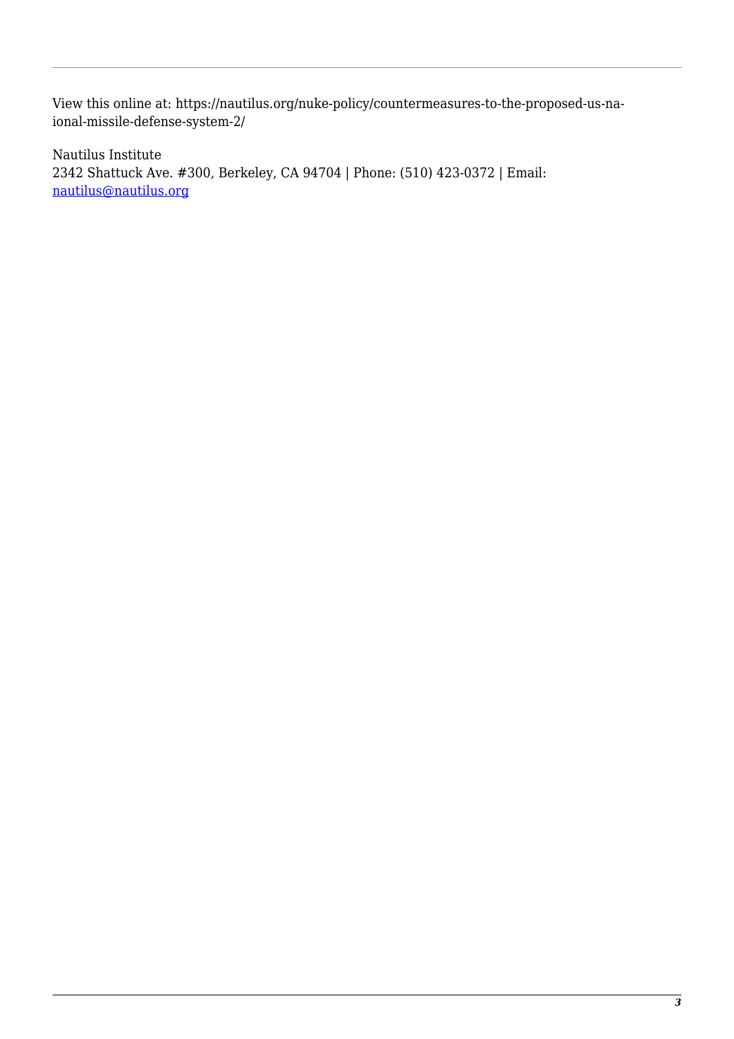View this online at: https://nautilus.org/nuke-policy/countermeasures-to-the-proposed-us-na-ional-missile-defense-system-2/

Nautilus Institute
2342 Shattuck Ave. #300, Berkeley, CA 94704 | Phone: (510) 423-0372 | Email: nautilus@nautilus.org